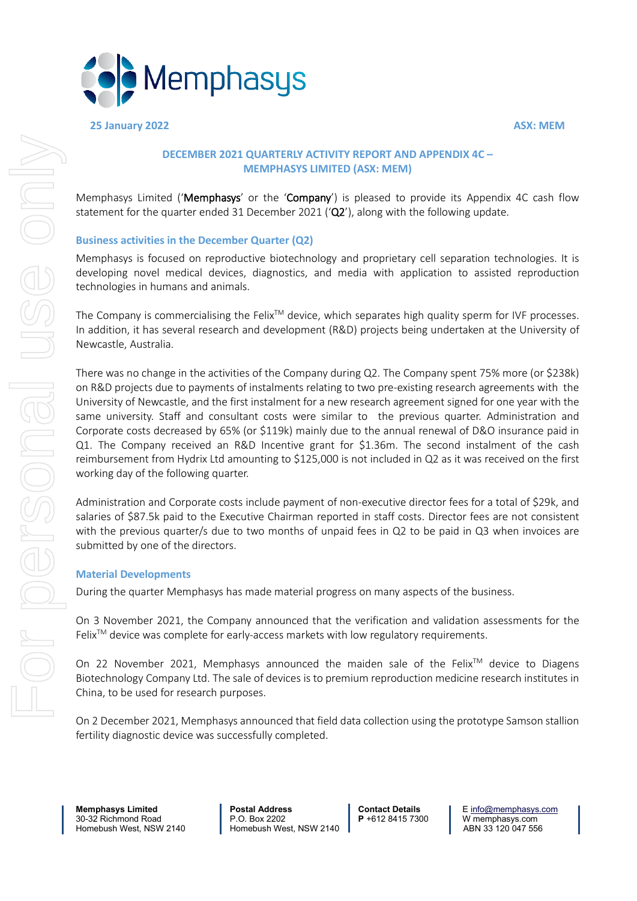Memphasys

**25 January 2022** **ASX: MEM**

## DECEMBER 2021 QUARTERLY ACTIVITY REPORT AND APPENDIX 4C – MEMPHASYS LIMITED (ASX: MEM)

Memphasys Limited ('**Memphasys**' or the '**Company**') is pleased to provide its Appendix 4C cash flow statement for the quarter ended 31 December 2021 ('**Q2**'), along with the following update.

### Business activities in the December Quarter (Q2)

Memphasys is focused on reproductive biotechnology and proprietary cell separation technologies. It is developing novel medical devices, diagnostics, and media with application to assisted reproduction technologies in humans and animals.

The Company is commercialising the Felix™ device, which separates high quality sperm for IVF processes. In addition, it has several research and development (R&D) projects being undertaken at the University of Newcastle, Australia.

There was no change in the activities of the Company during Q2. The Company spent 75% more (or $238k) on R&D projects due to payments of instalments relating to two pre-existing research agreements with the University of Newcastle, and the first instalment for a new research agreement signed for one year with the same university. Staff and consultant costs were similar to the previous quarter. Administration and Corporate costs decreased by 65% (or $119k) mainly due to the annual renewal of D&O insurance paid in Q1. The Company received an R&D Incentive grant for $1.36m. The second instalment of the cash reimbursement from Hydrix Ltd amounting to $125,000 is not included in Q2 as it was received on the first working day of the following quarter.

Administration and Corporate costs include payment of non-executive director fees for a total of $29k, and salaries of $87.5k paid to the Executive Chairman reported in staff costs. Director fees are not consistent with the previous quarter/s due to two months of unpaid fees in Q2 to be paid in Q3 when invoices are submitted by one of the directors.

### Material Developments

During the quarter Memphasys has made material progress on many aspects of the business.

On 3 November 2021, the Company announced that the verification and validation assessments for the Felix™ device was complete for early-access markets with low regulatory requirements.

On 22 November 2021, Memphasys announced the maiden sale of the Felix™ device to Diagens Biotechnology Company Ltd. The sale of devices is to premium reproduction medicine research institutes in China, to be used for research purposes.

On 2 December 2021, Memphasys announced that field data collection using the prototype Samson stallion fertility diagnostic device was successfully completed.

**Memphasys Limited**
30-32 Richmond Road
Homebush West, NSW 2140

**Postal Address**
P.O. Box 2202
Homebush West, NSW 2140

**Contact Details**
**P** +612 8415 7300

E info@memphasys.com
W memphasys.com
ABN 33 120 047 556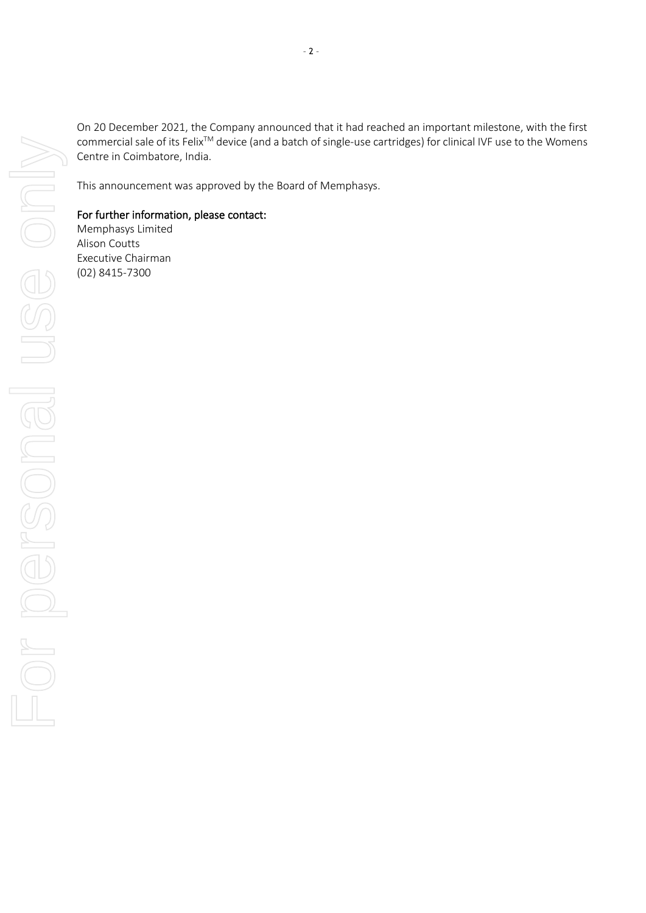On 20 December 2021, the Company announced that it had reached an important milestone, with the first commercial sale of its Felix™ device (and a batch of single-use cartridges) for clinical IVF use to the Womens Centre in Coimbatore, India.

This announcement was approved by the Board of Memphasys.

**For further information, please contact:**
Memphasys Limited
Alison Coutts
Executive Chairman
(02) 8415-7300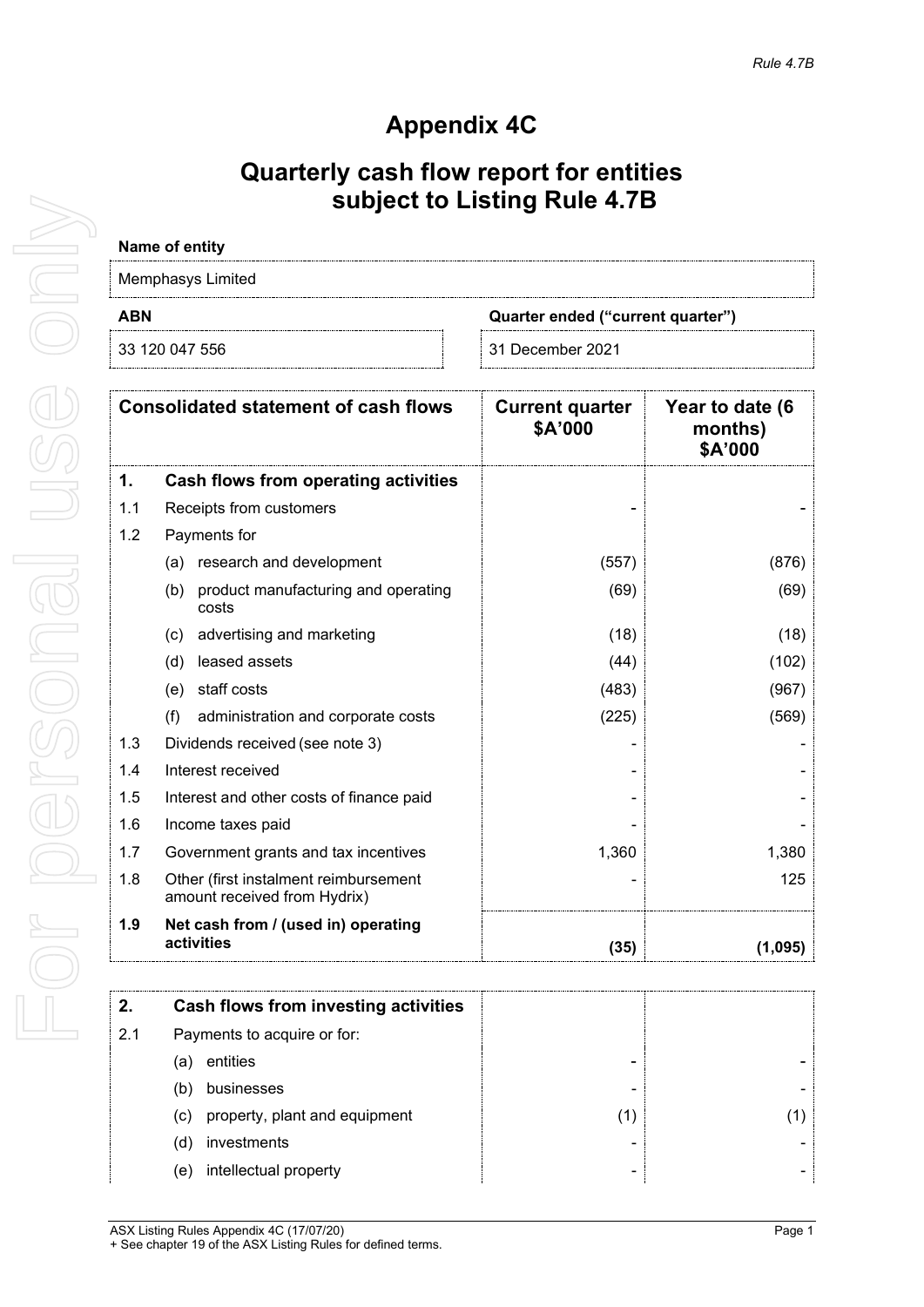# Appendix 4C

# Quarterly cash flow report for entities subject to Listing Rule 4.7B

**Name of entity**

Memphasys Limited

| ABN | Quarter ended ("current quarter") |
|---|---|
| 33 120 047 556 | 31 December 2021 |

| | Consolidated statement of cash flows | Current quarter $A'000 | Year to date (6 months) $A'000 |
|---|---|---|---|
| **1.** | **Cash flows from operating activities** | | |
| 1.1 | Receipts from customers | - | - |
| 1.2 | Payments for | | |
| | (a) research and development | (557) | (876) |
| | (b) product manufacturing and operating costs | (69) | (69) |
| | (c) advertising and marketing | (18) | (18) |
| | (d) leased assets | (44) | (102) |
| | (e) staff costs | (483) | (967) |
| | (f) administration and corporate costs | (225) | (569) |
| 1.3 | Dividends received (see note 3) | - | - |
| 1.4 | Interest received | - | - |
| 1.5 | Interest and other costs of finance paid | - | - |
| 1.6 | Income taxes paid | - | - |
| 1.7 | Government grants and tax incentives | 1,360 | 1,380 |
| 1.8 | Other (first instalment reimbursement amount received from Hydrix) | - | 125 |
| **1.9** | **Net cash from / (used in) operating activities** | **(35)** | **(1,095)** |

| | | | |
|---|---|---|---|
| **2.** | **Cash flows from investing activities** | | |
| 2.1 | Payments to acquire or for: | | |
| | (a) entities | - | - |
| | (b) businesses | - | - |
| | (c) property, plant and equipment | (1) | (1) |
| | (d) investments | - | - |
| | (e) intellectual property | - | - |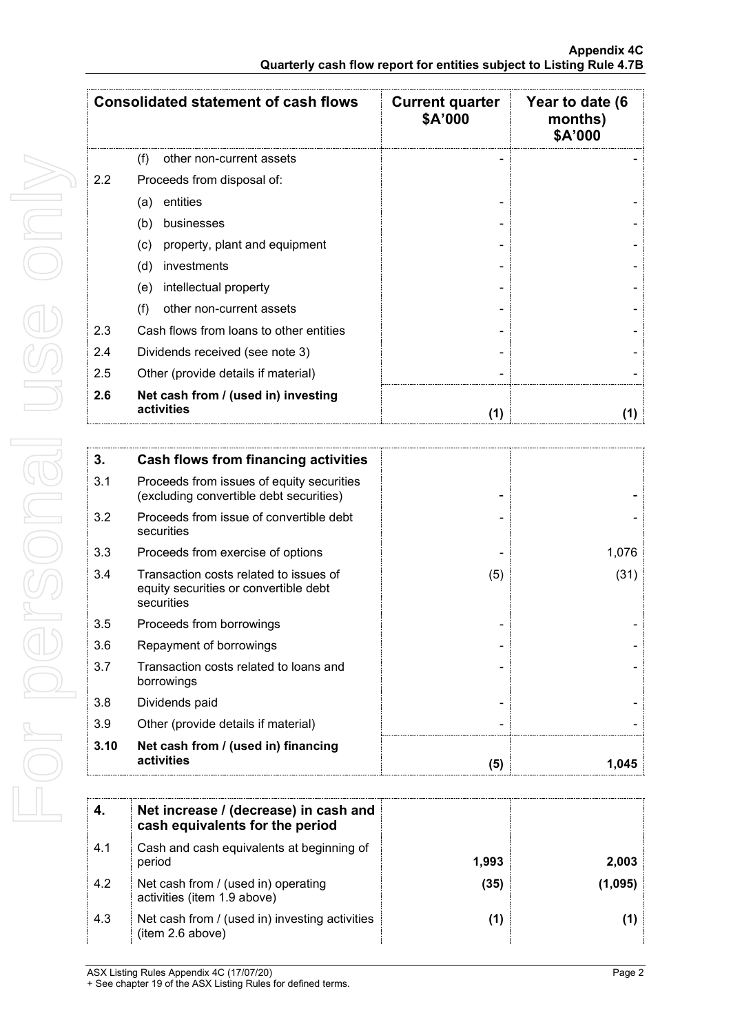| Consolidated statement of cash flows | | Current quarter $A'000 | Year to date (6 months) $A'000 |
|---|---|---|---|
| | (f) other non-current assets | - | - |
| 2.2 | Proceeds from disposal of: | | |
| | (a) entities | - | - |
| | (b) businesses | - | - |
| | (c) property, plant and equipment | - | - |
| | (d) investments | - | - |
| | (e) intellectual property | - | - |
| | (f) other non-current assets | - | - |
| 2.3 | Cash flows from loans to other entities | - | - |
| 2.4 | Dividends received (see note 3) | - | - |
| 2.5 | Other (provide details if material) | - | - |
| **2.6** | **Net cash from / (used in) investing activities** | **(1)** | **(1)** |

| **3.** | **Cash flows from financing activities** | | |
|---|---|---|---|
| 3.1 | Proceeds from issues of equity securities (excluding convertible debt securities) | - | - |
| 3.2 | Proceeds from issue of convertible debt securities | - | - |
| 3.3 | Proceeds from exercise of options | - | 1,076 |
| 3.4 | Transaction costs related to issues of equity securities or convertible debt securities | (5) | (31) |
| 3.5 | Proceeds from borrowings | - | - |
| 3.6 | Repayment of borrowings | - | - |
| 3.7 | Transaction costs related to loans and borrowings | - | - |
| 3.8 | Dividends paid | - | - |
| 3.9 | Other (provide details if material) | - | - |
| **3.10** | **Net cash from / (used in) financing activities** | **(5)** | **1,045** |

| **4.** | **Net increase / (decrease) in cash and cash equivalents for the period** | | |
|---|---|---|---|
| 4.1 | Cash and cash equivalents at beginning of period | **1,993** | **2,003** |
| 4.2 | Net cash from / (used in) operating activities (item 1.9 above) | **(35)** | **(1,095)** |
| 4.3 | Net cash from / (used in) investing activities (item 2.6 above) | **(1)** | **(1)** |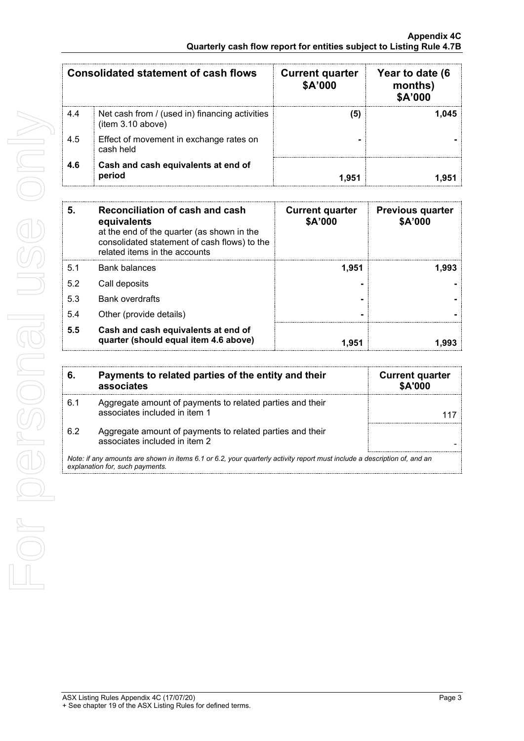| Consolidated statement of cash flows | | Current quarter $A'000 | Year to date (6 months) $A'000 |
|---|---|---|---|
| 4.4 | Net cash from / (used in) financing activities (item 3.10 above) | (5) | 1,045 |
| 4.5 | Effect of movement in exchange rates on cash held | - | - |
| **4.6** | **Cash and cash equivalents at end of period** | **1,951** | **1,951** |

| 5. | Reconciliation of cash and cash equivalents at the end of the quarter (as shown in the consolidated statement of cash flows) to the related items in the accounts | Current quarter $A'000 | Previous quarter $A'000 |
|---|---|---|---|
| 5.1 | Bank balances | 1,951 | 1,993 |
| 5.2 | Call deposits | - | - |
| 5.3 | Bank overdrafts | - | - |
| 5.4 | Other (provide details) | - | - |
| **5.5** | **Cash and cash equivalents at end of quarter (should equal item 4.6 above)** | **1,951** | **1,993** |

| 6. | Payments to related parties of the entity and their associates | Current quarter $A'000 |
|---|---|---|
| 6.1 | Aggregate amount of payments to related parties and their associates included in item 1 | 117 |
| 6.2 | Aggregate amount of payments to related parties and their associates included in item 2 | - |

*Note: if any amounts are shown in items 6.1 or 6.2, your quarterly activity report must include a description of, and an explanation for, such payments.*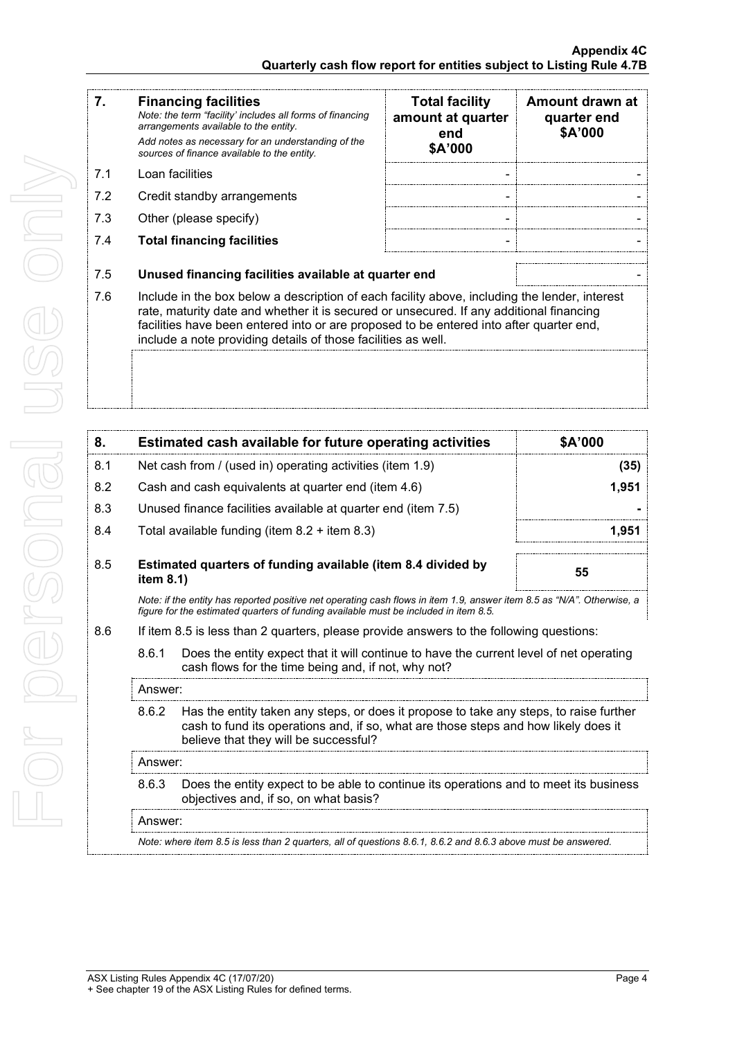| 7. | **Financing facilities**<br>*Note: the term "facility' includes all forms of financing arrangements available to the entity.*<br>*Add notes as necessary for an understanding of the sources of finance available to the entity.* | **Total facility amount at quarter end**<br>**\$A'000** | **Amount drawn at quarter end**<br>**\$A'000** |
|---|---|---|---|
| 7.1 | Loan facilities | - | - |
| 7.2 | Credit standby arrangements | - | - |
| 7.3 | Other (please specify) | - | - |
| 7.4 | **Total financing facilities** | - | - |

| | | |
|---|---|---|
| 7.5 | **Unused financing facilities available at quarter end** | - |

7.6 Include in the box below a description of each facility above, including the lender, interest rate, maturity date and whether it is secured or unsecured. If any additional financing facilities have been entered into or are proposed to be entered into after quarter end, include a note providing details of those facilities as well.

| 8. | **Estimated cash available for future operating activities** | **\$A'000** |
|---|---|---|
| 8.1 | Net cash from / (used in) operating activities (item 1.9) | **(35)** |
| 8.2 | Cash and cash equivalents at quarter end (item 4.6) | **1,951** |
| 8.3 | Unused finance facilities available at quarter end (item 7.5) | **-** |
| 8.4 | Total available funding (item 8.2 + item 8.3) | **1,951** |
| 8.5 | **Estimated quarters of funding available (item 8.4 divided by item 8.1)** | **55** |

*Note: if the entity has reported positive net operating cash flows in item 1.9, answer item 8.5 as "N/A". Otherwise, a figure for the estimated quarters of funding available must be included in item 8.5.*

8.6 If item 8.5 is less than 2 quarters, please provide answers to the following questions:

8.6.1 Does the entity expect that it will continue to have the current level of net operating cash flows for the time being and, if not, why not?

Answer:

8.6.2 Has the entity taken any steps, or does it propose to take any steps, to raise further cash to fund its operations and, if so, what are those steps and how likely does it believe that they will be successful?

Answer:

8.6.3 Does the entity expect to be able to continue its operations and to meet its business objectives and, if so, on what basis?

Answer:

*Note: where item 8.5 is less than 2 quarters, all of questions 8.6.1, 8.6.2 and 8.6.3 above must be answered.*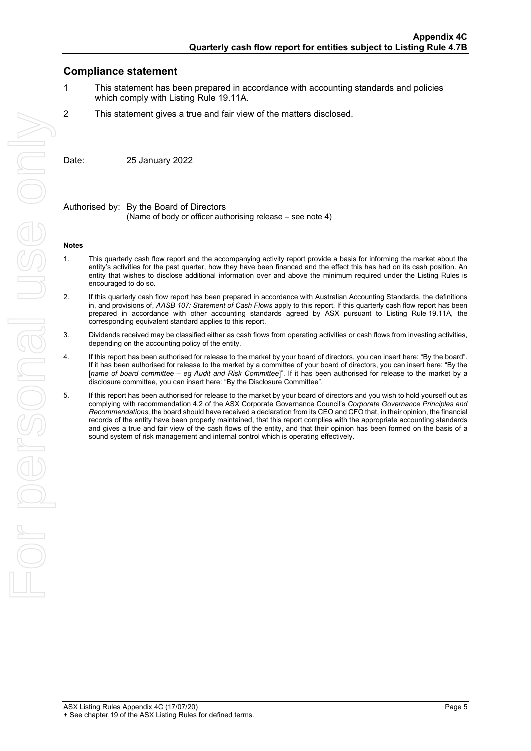## Compliance statement

1 This statement has been prepared in accordance with accounting standards and policies which comply with Listing Rule 19.11A.

2 This statement gives a true and fair view of the matters disclosed.

Date: 25 January 2022

Authorised by: By the Board of Directors
(Name of body or officer authorising release – see note 4)

**Notes**

1. This quarterly cash flow report and the accompanying activity report provide a basis for informing the market about the entity's activities for the past quarter, how they have been financed and the effect this has had on its cash position. An entity that wishes to disclose additional information over and above the minimum required under the Listing Rules is encouraged to do so.

2. If this quarterly cash flow report has been prepared in accordance with Australian Accounting Standards, the definitions in, and provisions of, *AASB 107: Statement of Cash Flows* apply to this report. If this quarterly cash flow report has been prepared in accordance with other accounting standards agreed by ASX pursuant to Listing Rule 19.11A, the corresponding equivalent standard applies to this report.

3. Dividends received may be classified either as cash flows from operating activities or cash flows from investing activities, depending on the accounting policy of the entity.

4. If this report has been authorised for release to the market by your board of directors, you can insert here: "By the board". If it has been authorised for release to the market by a committee of your board of directors, you can insert here: "By the [*name of board committee – eg Audit and Risk Committee*]". If it has been authorised for release to the market by a disclosure committee, you can insert here: "By the Disclosure Committee".

5. If this report has been authorised for release to the market by your board of directors and you wish to hold yourself out as complying with recommendation 4.2 of the ASX Corporate Governance Council's *Corporate Governance Principles and Recommendations*, the board should have received a declaration from its CEO and CFO that, in their opinion, the financial records of the entity have been properly maintained, that this report complies with the appropriate accounting standards and gives a true and fair view of the cash flows of the entity, and that their opinion has been formed on the basis of a sound system of risk management and internal control which is operating effectively.